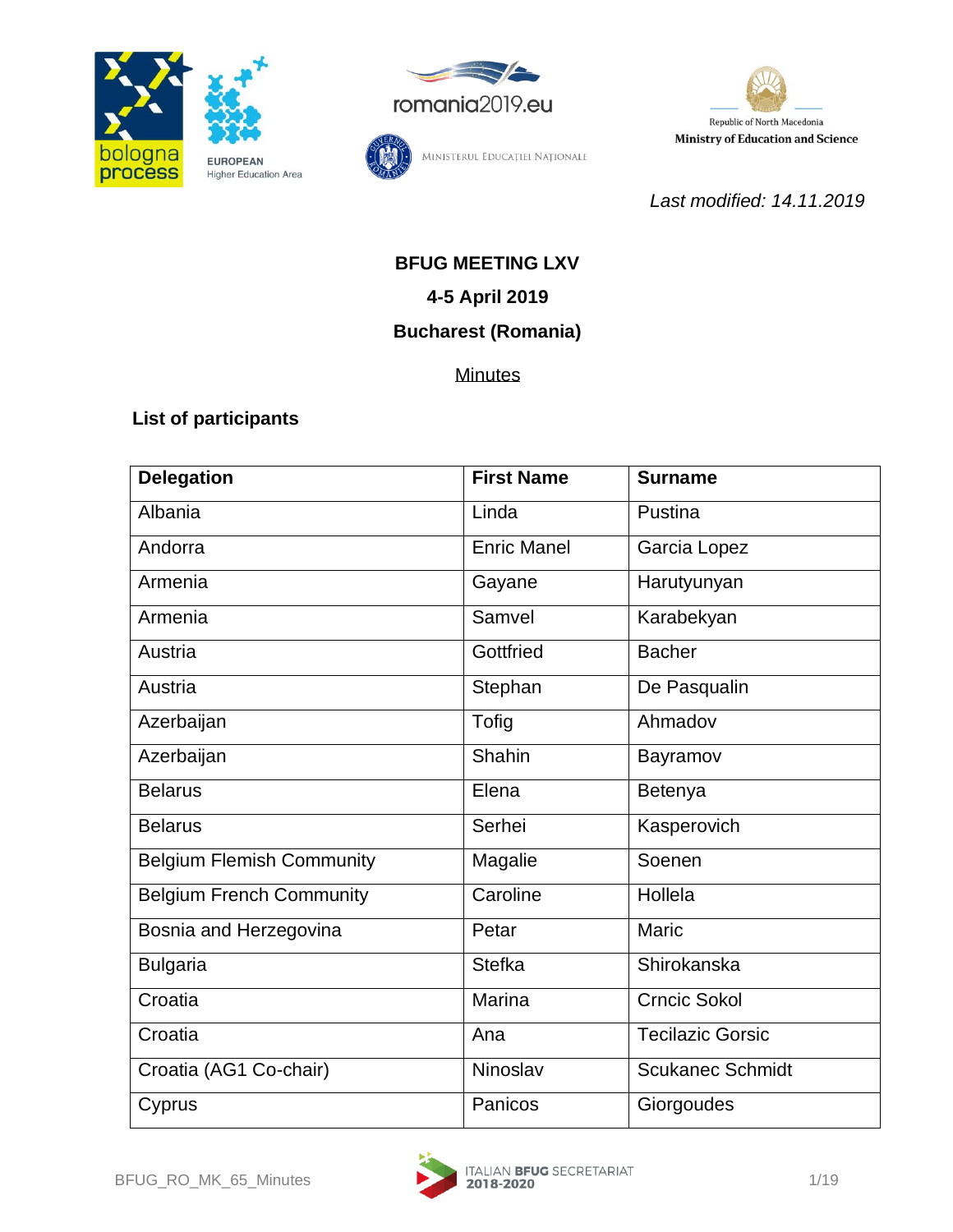*Last modified: 14.11.2019*

# BFUG MEETING LXV

## 4-5 April 2019

## Bucharest (Romania)

Minutes

### List of participants

| Delegation | First Name | Surname |
|---|---|---|
| Albania | Linda | Pustina |
| Andorra | Enric Manel | Garcia Lopez |
| Armenia | Gayane | Harutyunyan |
| Armenia | Samvel | Karabekyan |
| Austria | Gottfried | Bacher |
| Austria | Stephan | De Pasqualin |
| Azerbaijan | Tofig | Ahmadov |
| Azerbaijan | Shahin | Bayramov |
| Belarus | Elena | Betenya |
| Belarus | Serhei | Kasperovich |
| Belgium Flemish Community | Magalie | Soenen |
| Belgium French Community | Caroline | Hollela |
| Bosnia and Herzegovina | Petar | Maric |
| Bulgaria | Stefka | Shirokanska |
| Croatia | Marina | Crncic Sokol |
| Croatia | Ana | Tecilazic Gorsic |
| Croatia (AG1 Co-chair) | Ninoslav | Scukanec Schmidt |
| Cyprus | Panicos | Giorgoudes |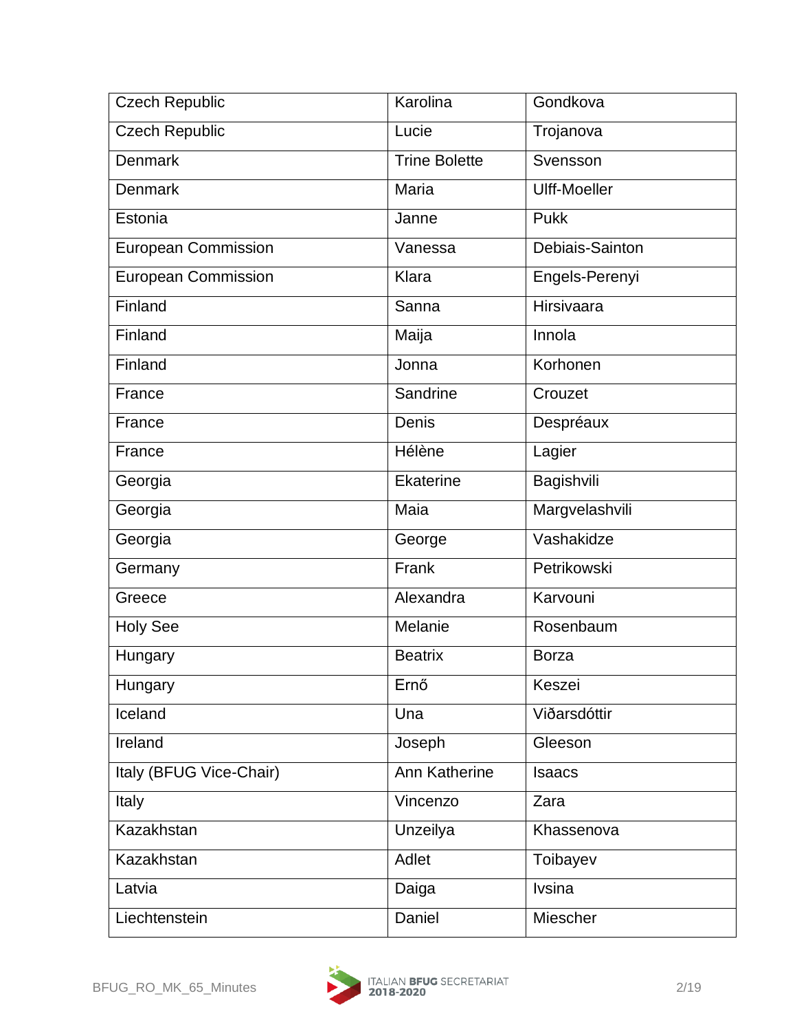| | | |
|---|---|---|
| Czech Republic | Karolina | Gondkova |
| Czech Republic | Lucie | Trojanova |
| Denmark | Trine Bolette | Svensson |
| Denmark | Maria | Ulff-Moeller |
| Estonia | Janne | Pukk |
| European Commission | Vanessa | Debiais-Sainton |
| European Commission | Klara | Engels-Perenyi |
| Finland | Sanna | Hirsivaara |
| Finland | Maija | Innola |
| Finland | Jonna | Korhonen |
| France | Sandrine | Crouzet |
| France | Denis | Despréaux |
| France | Hélène | Lagier |
| Georgia | Ekaterine | Bagishvili |
| Georgia | Maia | Margvelashvili |
| Georgia | George | Vashakidze |
| Germany | Frank | Petrikowski |
| Greece | Alexandra | Karvouni |
| Holy See | Melanie | Rosenbaum |
| Hungary | Beatrix | Borza |
| Hungary | Ernő | Keszei |
| Iceland | Una | Viðarsdóttir |
| Ireland | Joseph | Gleeson |
| Italy (BFUG Vice-Chair) | Ann Katherine | Isaacs |
| Italy | Vincenzo | Zara |
| Kazakhstan | Unzeilya | Khassenova |
| Kazakhstan | Adlet | Toibayev |
| Latvia | Daiga | Ivsina |
| Liechtenstein | Daniel | Miescher |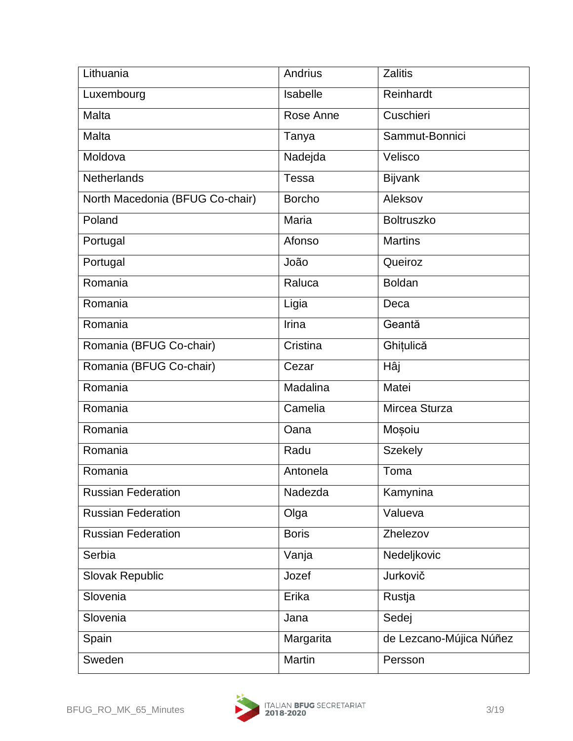| Lithuania | Andrius | Zalitis |
|---|---|---|
| Luxembourg | Isabelle | Reinhardt |
| Malta | Rose Anne | Cuschieri |
| Malta | Tanya | Sammut-Bonnici |
| Moldova | Nadejda | Velisco |
| Netherlands | Tessa | Bijvank |
| North Macedonia (BFUG Co-chair) | Borcho | Aleksov |
| Poland | Maria | Boltruszko |
| Portugal | Afonso | Martins |
| Portugal | João | Queiroz |
| Romania | Raluca | Boldan |
| Romania | Ligia | Deca |
| Romania | Irina | Geantă |
| Romania (BFUG Co-chair) | Cristina | Ghițulică |
| Romania (BFUG Co-chair) | Cezar | Hâj |
| Romania | Madalina | Matei |
| Romania | Camelia | Mircea Sturza |
| Romania | Oana | Moșoiu |
| Romania | Radu | Szekely |
| Romania | Antonela | Toma |
| Russian Federation | Nadezda | Kamynina |
| Russian Federation | Olga | Valueva |
| Russian Federation | Boris | Zhelezov |
| Serbia | Vanja | Nedeljkovic |
| Slovak Republic | Jozef | Jurkovič |
| Slovenia | Erika | Rustja |
| Slovenia | Jana | Sedej |
| Spain | Margarita | de Lezcano-Mújica Núñez |
| Sweden | Martin | Persson |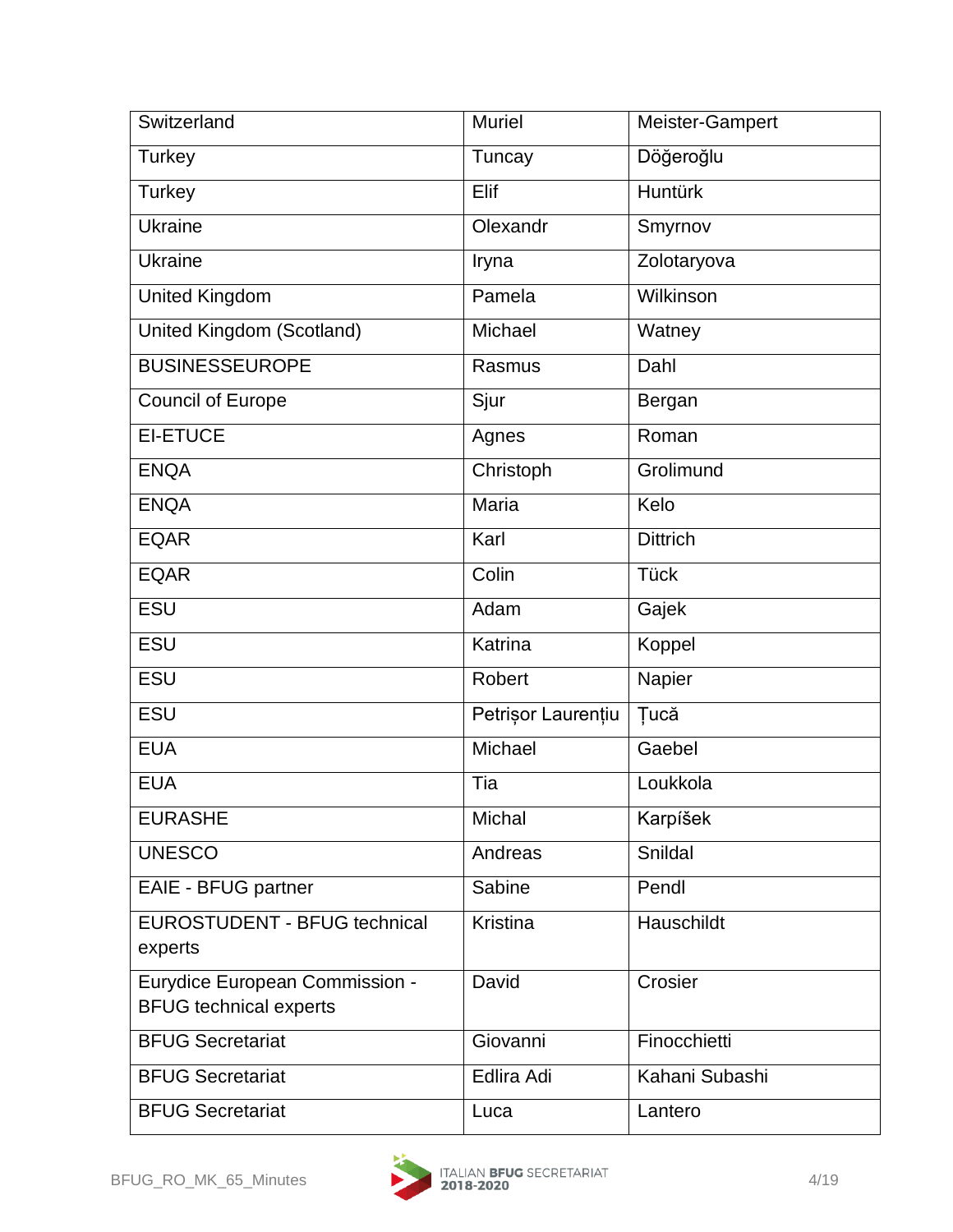| Switzerland | Muriel | Meister-Gampert |
|---|---|---|
| Turkey | Tuncay | Döğeroğlu |
| Turkey | Elif | Huntürk |
| Ukraine | Olexandr | Smyrnov |
| Ukraine | Iryna | Zolotaryova |
| United Kingdom | Pamela | Wilkinson |
| United Kingdom (Scotland) | Michael | Watney |
| BUSINESSEUROPE | Rasmus | Dahl |
| Council of Europe | Sjur | Bergan |
| EI-ETUCE | Agnes | Roman |
| ENQA | Christoph | Grolimund |
| ENQA | Maria | Kelo |
| EQAR | Karl | Dittrich |
| EQAR | Colin | Tück |
| ESU | Adam | Gajek |
| ESU | Katrina | Koppel |
| ESU | Robert | Napier |
| ESU | Petrișor Laurențiu | Țucă |
| EUA | Michael | Gaebel |
| EUA | Tia | Loukkola |
| EURASHE | Michal | Karpíšek |
| UNESCO | Andreas | Snildal |
| EAIE - BFUG partner | Sabine | Pendl |
| EUROSTUDENT - BFUG technical experts | Kristina | Hauschildt |
| Eurydice European Commission - BFUG technical experts | David | Crosier |
| BFUG Secretariat | Giovanni | Finocchietti |
| BFUG Secretariat | Edlira Adi | Kahani Subashi |
| BFUG Secretariat | Luca | Lantero |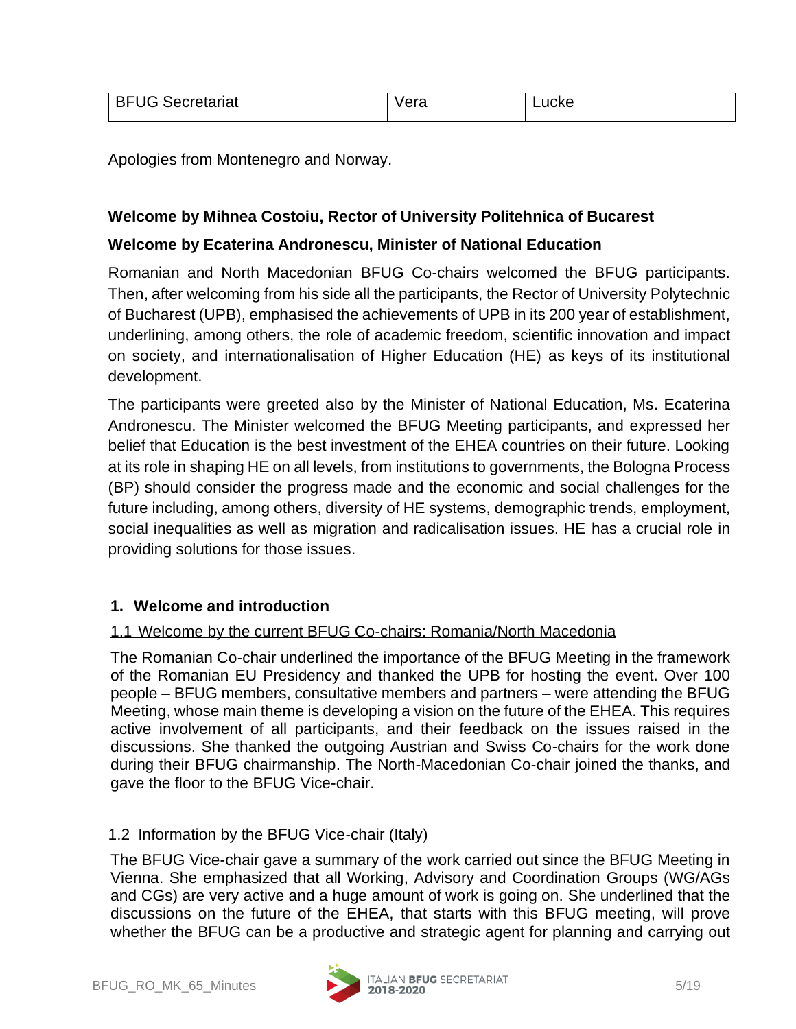| BFUG Secretariat | Vera | Lucke |
|---|---|---|

Apologies from Montenegro and Norway.

**Welcome by Mihnea Costoiu, Rector of University Politehnica of Bucarest**

**Welcome by Ecaterina Andronescu, Minister of National Education**

Romanian and North Macedonian BFUG Co-chairs welcomed the BFUG participants. Then, after welcoming from his side all the participants, the Rector of University Polytechnic of Bucharest (UPB), emphasised the achievements of UPB in its 200 year of establishment, underlining, among others, the role of academic freedom, scientific innovation and impact on society, and internationalisation of Higher Education (HE) as keys of its institutional development.

The participants were greeted also by the Minister of National Education, Ms. Ecaterina Andronescu. The Minister welcomed the BFUG Meeting participants, and expressed her belief that Education is the best investment of the EHEA countries on their future. Looking at its role in shaping HE on all levels, from institutions to governments, the Bologna Process (BP) should consider the progress made and the economic and social challenges for the future including, among others, diversity of HE systems, demographic trends, employment, social inequalities as well as migration and radicalisation issues. HE has a crucial role in providing solutions for those issues.

## 1. Welcome and introduction

### 1.1 Welcome by the current BFUG Co-chairs: Romania/North Macedonia

The Romanian Co-chair underlined the importance of the BFUG Meeting in the framework of the Romanian EU Presidency and thanked the UPB for hosting the event. Over 100 people – BFUG members, consultative members and partners – were attending the BFUG Meeting, whose main theme is developing a vision on the future of the EHEA. This requires active involvement of all participants, and their feedback on the issues raised in the discussions. She thanked the outgoing Austrian and Swiss Co-chairs for the work done during their BFUG chairmanship. The North-Macedonian Co-chair joined the thanks, and gave the floor to the BFUG Vice-chair.

### 1.2 Information by the BFUG Vice-chair (Italy)

The BFUG Vice-chair gave a summary of the work carried out since the BFUG Meeting in Vienna. She emphasized that all Working, Advisory and Coordination Groups (WG/AGs and CGs) are very active and a huge amount of work is going on. She underlined that the discussions on the future of the EHEA, that starts with this BFUG meeting, will prove whether the BFUG can be a productive and strategic agent for planning and carrying out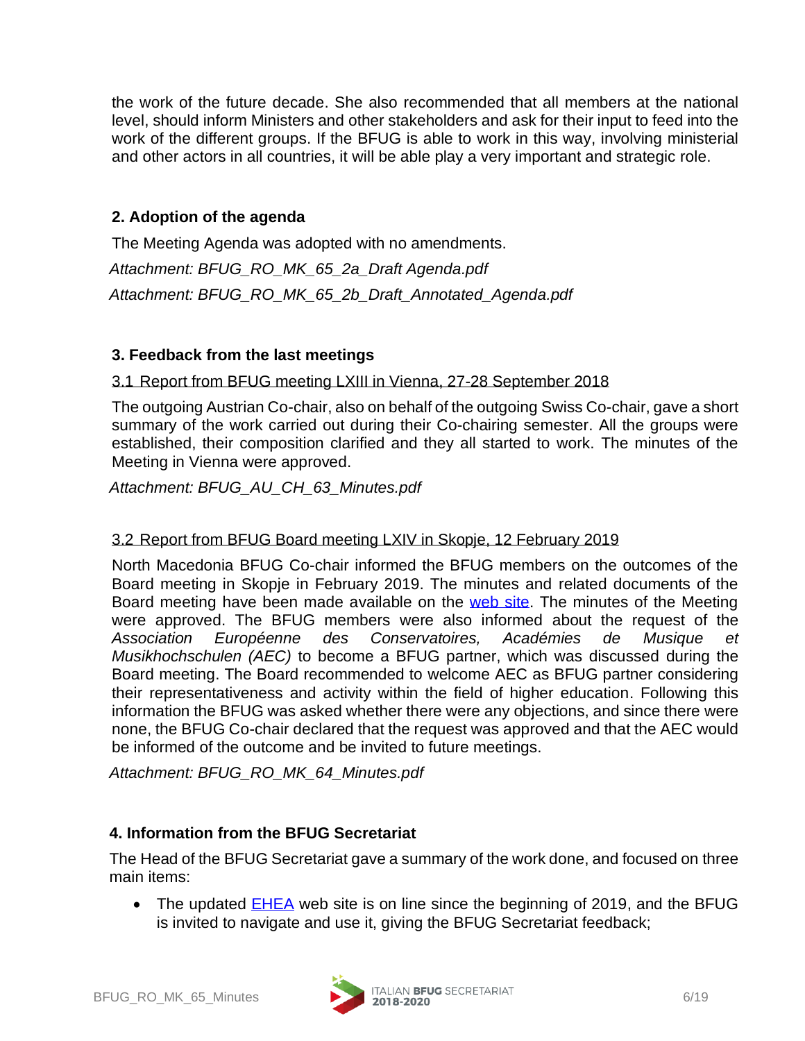the work of the future decade. She also recommended that all members at the national level, should inform Ministers and other stakeholders and ask for their input to feed into the work of the different groups. If the BFUG is able to work in this way, involving ministerial and other actors in all countries, it will be able play a very important and strategic role.

### 2. Adoption of the agenda

The Meeting Agenda was adopted with no amendments.

*Attachment: BFUG_RO_MK_65_2a_Draft Agenda.pdf*

*Attachment: BFUG_RO_MK_65_2b_Draft_Annotated_Agenda.pdf*

### 3. Feedback from the last meetings

3.1 Report from BFUG meeting LXIII in Vienna, 27-28 September 2018

The outgoing Austrian Co-chair, also on behalf of the outgoing Swiss Co-chair, gave a short summary of the work carried out during their Co-chairing semester. All the groups were established, their composition clarified and they all started to work. The minutes of the Meeting in Vienna were approved.

*Attachment: BFUG_AU_CH_63_Minutes.pdf*

3.2 Report from BFUG Board meeting LXIV in Skopje, 12 February 2019

North Macedonia BFUG Co-chair informed the BFUG members on the outcomes of the Board meeting in Skopje in February 2019. The minutes and related documents of the Board meeting have been made available on the web site. The minutes of the Meeting were approved. The BFUG members were also informed about the request of the *Association Européenne des Conservatoires, Académies de Musique et Musikhochschulen (AEC)* to become a BFUG partner, which was discussed during the Board meeting. The Board recommended to welcome AEC as BFUG partner considering their representativeness and activity within the field of higher education. Following this information the BFUG was asked whether there were any objections, and since there were none, the BFUG Co-chair declared that the request was approved and that the AEC would be informed of the outcome and be invited to future meetings.

*Attachment: BFUG_RO_MK_64_Minutes.pdf*

### 4. Information from the BFUG Secretariat

The Head of the BFUG Secretariat gave a summary of the work done, and focused on three main items:

- The updated EHEA web site is on line since the beginning of 2019, and the BFUG is invited to navigate and use it, giving the BFUG Secretariat feedback;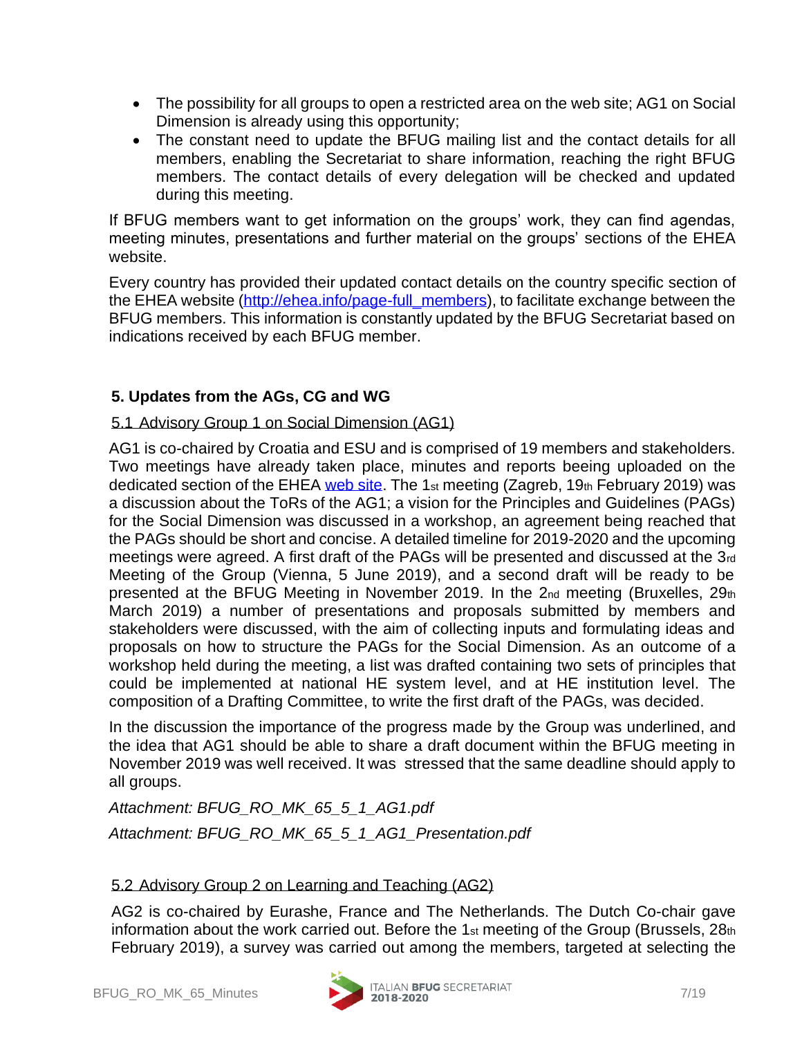- The possibility for all groups to open a restricted area on the web site; AG1 on Social Dimension is already using this opportunity;
- The constant need to update the BFUG mailing list and the contact details for all members, enabling the Secretariat to share information, reaching the right BFUG members. The contact details of every delegation will be checked and updated during this meeting.

If BFUG members want to get information on the groups' work, they can find agendas, meeting minutes, presentations and further material on the groups' sections of the EHEA website.

Every country has provided their updated contact details on the country specific section of the EHEA website (http://ehea.info/page-full_members), to facilitate exchange between the BFUG members. This information is constantly updated by the BFUG Secretariat based on indications received by each BFUG member.

### 5. Updates from the AGs, CG and WG

#### 5.1 Advisory Group 1 on Social Dimension (AG1)

AG1 is co-chaired by Croatia and ESU and is comprised of 19 members and stakeholders. Two meetings have already taken place, minutes and reports beeing uploaded on the dedicated section of the EHEA web site. The 1st meeting (Zagreb, 19th February 2019) was a discussion about the ToRs of the AG1; a vision for the Principles and Guidelines (PAGs) for the Social Dimension was discussed in a workshop, an agreement being reached that the PAGs should be short and concise. A detailed timeline for 2019-2020 and the upcoming meetings were agreed. A first draft of the PAGs will be presented and discussed at the 3rd Meeting of the Group (Vienna, 5 June 2019), and a second draft will be ready to be presented at the BFUG Meeting in November 2019. In the 2nd meeting (Bruxelles, 29th March 2019) a number of presentations and proposals submitted by members and stakeholders were discussed, with the aim of collecting inputs and formulating ideas and proposals on how to structure the PAGs for the Social Dimension. As an outcome of a workshop held during the meeting, a list was drafted containing two sets of principles that could be implemented at national HE system level, and at HE institution level. The composition of a Drafting Committee, to write the first draft of the PAGs, was decided.

In the discussion the importance of the progress made by the Group was underlined, and the idea that AG1 should be able to share a draft document within the BFUG meeting in November 2019 was well received. It was stressed that the same deadline should apply to all groups.

*Attachment: BFUG_RO_MK_65_5_1_AG1.pdf*

*Attachment: BFUG_RO_MK_65_5_1_AG1_Presentation.pdf*

#### 5.2 Advisory Group 2 on Learning and Teaching (AG2)

AG2 is co-chaired by Eurashe, France and The Netherlands. The Dutch Co-chair gave information about the work carried out. Before the 1st meeting of the Group (Brussels, 28th February 2019), a survey was carried out among the members, targeted at selecting the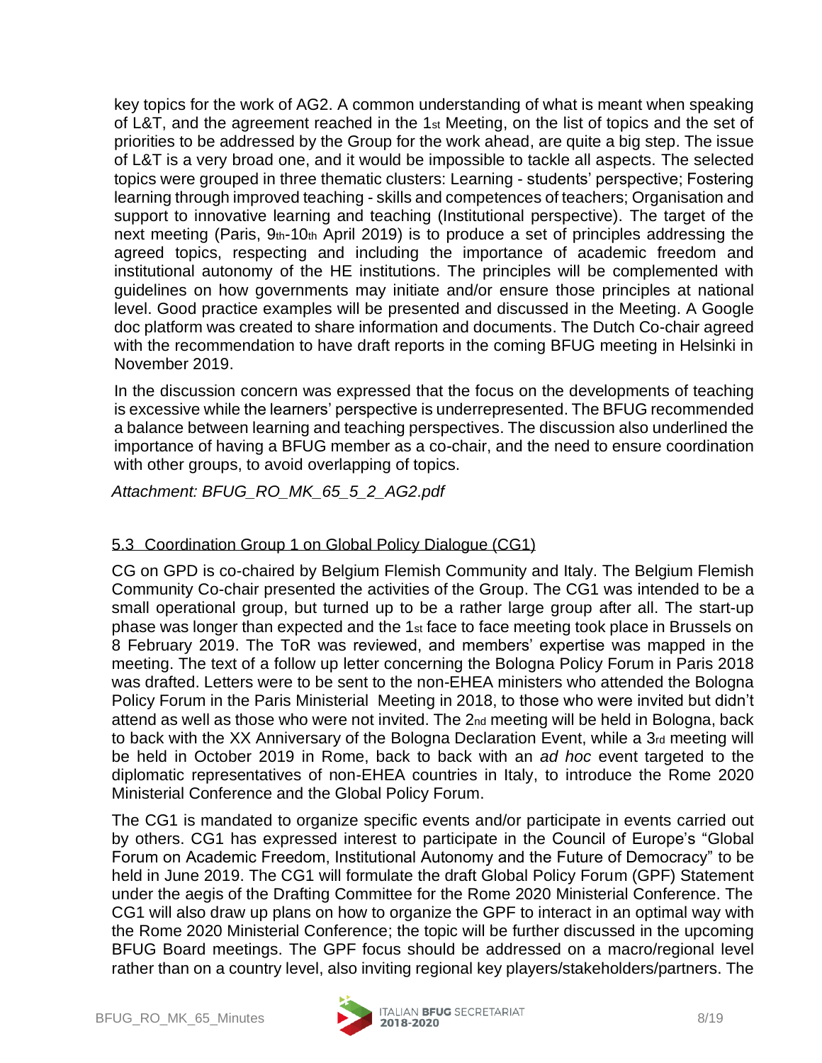key topics for the work of AG2. A common understanding of what is meant when speaking of L&T, and the agreement reached in the 1st Meeting, on the list of topics and the set of priorities to be addressed by the Group for the work ahead, are quite a big step. The issue of L&T is a very broad one, and it would be impossible to tackle all aspects. The selected topics were grouped in three thematic clusters: Learning - students' perspective; Fostering learning through improved teaching - skills and competences of teachers; Organisation and support to innovative learning and teaching (Institutional perspective). The target of the next meeting (Paris, 9th-10th April 2019) is to produce a set of principles addressing the agreed topics, respecting and including the importance of academic freedom and institutional autonomy of the HE institutions. The principles will be complemented with guidelines on how governments may initiate and/or ensure those principles at national level. Good practice examples will be presented and discussed in the Meeting. A Google doc platform was created to share information and documents. The Dutch Co-chair agreed with the recommendation to have draft reports in the coming BFUG meeting in Helsinki in November 2019.

In the discussion concern was expressed that the focus on the developments of teaching is excessive while the learners' perspective is underrepresented. The BFUG recommended a balance between learning and teaching perspectives. The discussion also underlined the importance of having a BFUG member as a co-chair, and the need to ensure coordination with other groups, to avoid overlapping of topics.

*Attachment: BFUG_RO_MK_65_5_2_AG2.pdf*

### 5.3 Coordination Group 1 on Global Policy Dialogue (CG1)

CG on GPD is co-chaired by Belgium Flemish Community and Italy. The Belgium Flemish Community Co-chair presented the activities of the Group. The CG1 was intended to be a small operational group, but turned up to be a rather large group after all. The start-up phase was longer than expected and the 1st face to face meeting took place in Brussels on 8 February 2019. The ToR was reviewed, and members' expertise was mapped in the meeting. The text of a follow up letter concerning the Bologna Policy Forum in Paris 2018 was drafted. Letters were to be sent to the non-EHEA ministers who attended the Bologna Policy Forum in the Paris Ministerial Meeting in 2018, to those who were invited but didn't attend as well as those who were not invited. The 2nd meeting will be held in Bologna, back to back with the XX Anniversary of the Bologna Declaration Event, while a 3rd meeting will be held in October 2019 in Rome, back to back with an *ad hoc* event targeted to the diplomatic representatives of non-EHEA countries in Italy, to introduce the Rome 2020 Ministerial Conference and the Global Policy Forum.

The CG1 is mandated to organize specific events and/or participate in events carried out by others. CG1 has expressed interest to participate in the Council of Europe's "Global Forum on Academic Freedom, Institutional Autonomy and the Future of Democracy" to be held in June 2019. The CG1 will formulate the draft Global Policy Forum (GPF) Statement under the aegis of the Drafting Committee for the Rome 2020 Ministerial Conference. The CG1 will also draw up plans on how to organize the GPF to interact in an optimal way with the Rome 2020 Ministerial Conference; the topic will be further discussed in the upcoming BFUG Board meetings. The GPF focus should be addressed on a macro/regional level rather than on a country level, also inviting regional key players/stakeholders/partners. The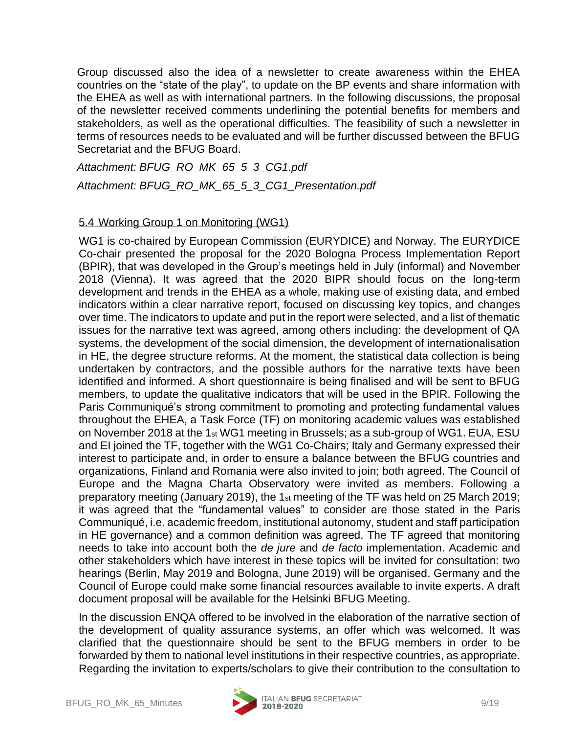Group discussed also the idea of a newsletter to create awareness within the EHEA countries on the "state of the play", to update on the BP events and share information with the EHEA as well as with international partners. In the following discussions, the proposal of the newsletter received comments underlining the potential benefits for members and stakeholders, as well as the operational difficulties. The feasibility of such a newsletter in terms of resources needs to be evaluated and will be further discussed between the BFUG Secretariat and the BFUG Board.

*Attachment: BFUG_RO_MK_65_5_3_CG1.pdf*

*Attachment: BFUG_RO_MK_65_5_3_CG1_Presentation.pdf*

### 5.4 Working Group 1 on Monitoring (WG1)

WG1 is co-chaired by European Commission (EURYDICE) and Norway. The EURYDICE Co-chair presented the proposal for the 2020 Bologna Process Implementation Report (BPIR), that was developed in the Group's meetings held in July (informal) and November 2018 (Vienna). It was agreed that the 2020 BIPR should focus on the long-term development and trends in the EHEA as a whole, making use of existing data, and embed indicators within a clear narrative report, focused on discussing key topics, and changes over time. The indicators to update and put in the report were selected, and a list of thematic issues for the narrative text was agreed, among others including: the development of QA systems, the development of the social dimension, the development of internationalisation in HE, the degree structure reforms. At the moment, the statistical data collection is being undertaken by contractors, and the possible authors for the narrative texts have been identified and informed. A short questionnaire is being finalised and will be sent to BFUG members, to update the qualitative indicators that will be used in the BPIR. Following the Paris Communiqué's strong commitment to promoting and protecting fundamental values throughout the EHEA, a Task Force (TF) on monitoring academic values was established on November 2018 at the 1st WG1 meeting in Brussels; as a sub-group of WG1. EUA, ESU and EI joined the TF, together with the WG1 Co-Chairs; Italy and Germany expressed their interest to participate and, in order to ensure a balance between the BFUG countries and organizations, Finland and Romania were also invited to join; both agreed. The Council of Europe and the Magna Charta Observatory were invited as members. Following a preparatory meeting (January 2019), the 1st meeting of the TF was held on 25 March 2019; it was agreed that the "fundamental values" to consider are those stated in the Paris Communiqué, i.e. academic freedom, institutional autonomy, student and staff participation in HE governance) and a common definition was agreed. The TF agreed that monitoring needs to take into account both the *de jure* and *de facto* implementation. Academic and other stakeholders which have interest in these topics will be invited for consultation: two hearings (Berlin, May 2019 and Bologna, June 2019) will be organised. Germany and the Council of Europe could make some financial resources available to invite experts. A draft document proposal will be available for the Helsinki BFUG Meeting.

In the discussion ENQA offered to be involved in the elaboration of the narrative section of the development of quality assurance systems, an offer which was welcomed. It was clarified that the questionnaire should be sent to the BFUG members in order to be forwarded by them to national level institutions in their respective countries, as appropriate. Regarding the invitation to experts/scholars to give their contribution to the consultation to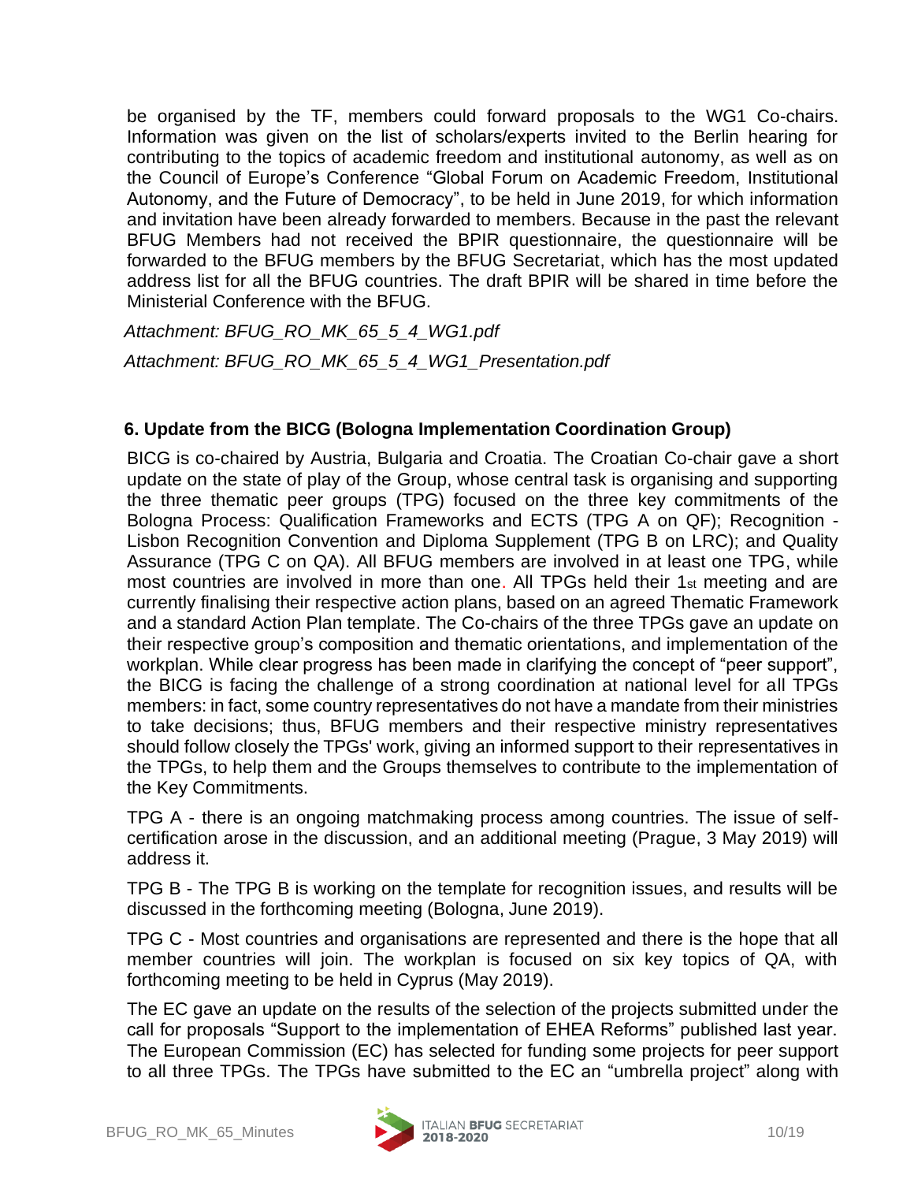be organised by the TF, members could forward proposals to the WG1 Co-chairs. Information was given on the list of scholars/experts invited to the Berlin hearing for contributing to the topics of academic freedom and institutional autonomy, as well as on the Council of Europe's Conference "Global Forum on Academic Freedom, Institutional Autonomy, and the Future of Democracy", to be held in June 2019, for which information and invitation have been already forwarded to members. Because in the past the relevant BFUG Members had not received the BPIR questionnaire, the questionnaire will be forwarded to the BFUG members by the BFUG Secretariat, which has the most updated address list for all the BFUG countries. The draft BPIR will be shared in time before the Ministerial Conference with the BFUG.

*Attachment: BFUG_RO_MK_65_5_4_WG1.pdf*

*Attachment: BFUG_RO_MK_65_5_4_WG1_Presentation.pdf*

## 6. Update from the BICG (Bologna Implementation Coordination Group)

BICG is co-chaired by Austria, Bulgaria and Croatia. The Croatian Co-chair gave a short update on the state of play of the Group, whose central task is organising and supporting the three thematic peer groups (TPG) focused on the three key commitments of the Bologna Process: Qualification Frameworks and ECTS (TPG A on QF); Recognition - Lisbon Recognition Convention and Diploma Supplement (TPG B on LRC); and Quality Assurance (TPG C on QA). All BFUG members are involved in at least one TPG, while most countries are involved in more than one. All TPGs held their 1st meeting and are currently finalising their respective action plans, based on an agreed Thematic Framework and a standard Action Plan template. The Co-chairs of the three TPGs gave an update on their respective group's composition and thematic orientations, and implementation of the workplan. While clear progress has been made in clarifying the concept of "peer support", the BICG is facing the challenge of a strong coordination at national level for all TPGs members: in fact, some country representatives do not have a mandate from their ministries to take decisions; thus, BFUG members and their respective ministry representatives should follow closely the TPGs' work, giving an informed support to their representatives in the TPGs, to help them and the Groups themselves to contribute to the implementation of the Key Commitments.

TPG A - there is an ongoing matchmaking process among countries. The issue of self-certification arose in the discussion, and an additional meeting (Prague, 3 May 2019) will address it.

TPG B - The TPG B is working on the template for recognition issues, and results will be discussed in the forthcoming meeting (Bologna, June 2019).

TPG C - Most countries and organisations are represented and there is the hope that all member countries will join. The workplan is focused on six key topics of QA, with forthcoming meeting to be held in Cyprus (May 2019).

The EC gave an update on the results of the selection of the projects submitted under the call for proposals "Support to the implementation of EHEA Reforms" published last year. The European Commission (EC) has selected for funding some projects for peer support to all three TPGs. The TPGs have submitted to the EC an "umbrella project" along with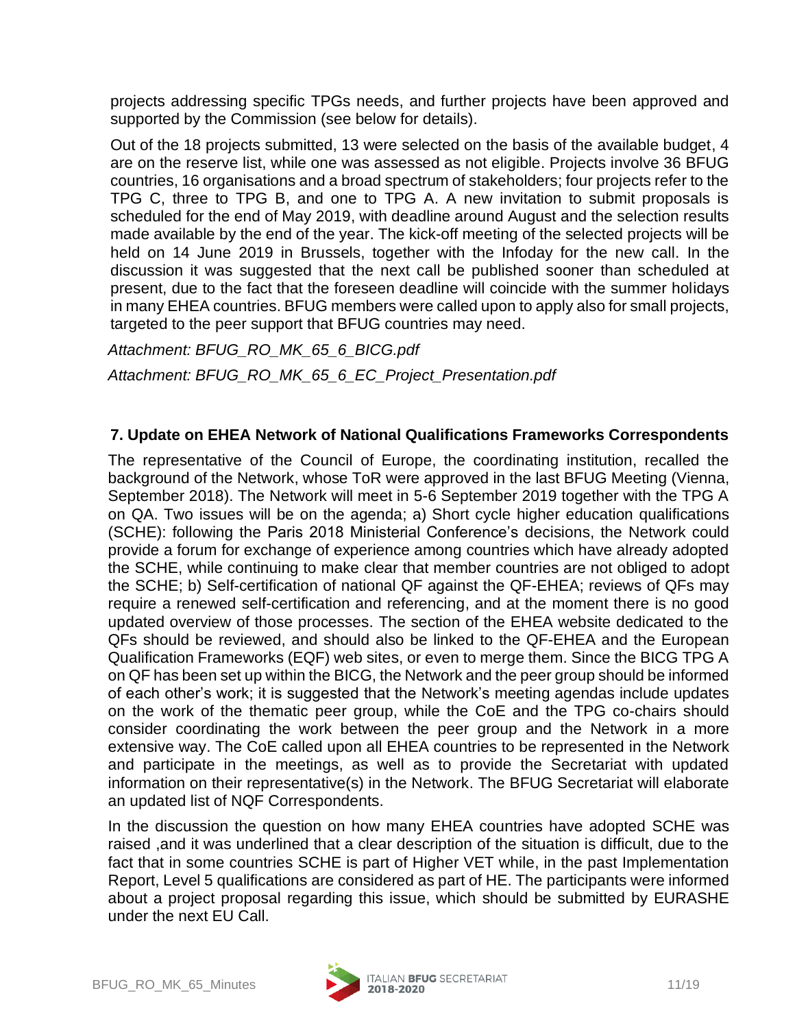projects addressing specific TPGs needs, and further projects have been approved and supported by the Commission (see below for details).

Out of the 18 projects submitted, 13 were selected on the basis of the available budget, 4 are on the reserve list, while one was assessed as not eligible. Projects involve 36 BFUG countries, 16 organisations and a broad spectrum of stakeholders; four projects refer to the TPG C, three to TPG B, and one to TPG A. A new invitation to submit proposals is scheduled for the end of May 2019, with deadline around August and the selection results made available by the end of the year. The kick-off meeting of the selected projects will be held on 14 June 2019 in Brussels, together with the Infoday for the new call. In the discussion it was suggested that the next call be published sooner than scheduled at present, due to the fact that the foreseen deadline will coincide with the summer holidays in many EHEA countries. BFUG members were called upon to apply also for small projects, targeted to the peer support that BFUG countries may need.

*Attachment: BFUG_RO_MK_65_6_BICG.pdf*

*Attachment: BFUG_RO_MK_65_6_EC_Project_Presentation.pdf*

## 7. Update on EHEA Network of National Qualifications Frameworks Correspondents

The representative of the Council of Europe, the coordinating institution, recalled the background of the Network, whose ToR were approved in the last BFUG Meeting (Vienna, September 2018). The Network will meet in 5-6 September 2019 together with the TPG A on QA. Two issues will be on the agenda; a) Short cycle higher education qualifications (SCHE): following the Paris 2018 Ministerial Conference's decisions, the Network could provide a forum for exchange of experience among countries which have already adopted the SCHE, while continuing to make clear that member countries are not obliged to adopt the SCHE; b) Self-certification of national QF against the QF-EHEA; reviews of QFs may require a renewed self-certification and referencing, and at the moment there is no good updated overview of those processes. The section of the EHEA website dedicated to the QFs should be reviewed, and should also be linked to the QF-EHEA and the European Qualification Frameworks (EQF) web sites, or even to merge them. Since the BICG TPG A on QF has been set up within the BICG, the Network and the peer group should be informed of each other's work; it is suggested that the Network's meeting agendas include updates on the work of the thematic peer group, while the CoE and the TPG co-chairs should consider coordinating the work between the peer group and the Network in a more extensive way. The CoE called upon all EHEA countries to be represented in the Network and participate in the meetings, as well as to provide the Secretariat with updated information on their representative(s) in the Network. The BFUG Secretariat will elaborate an updated list of NQF Correspondents.

In the discussion the question on how many EHEA countries have adopted SCHE was raised ,and it was underlined that a clear description of the situation is difficult, due to the fact that in some countries SCHE is part of Higher VET while, in the past Implementation Report, Level 5 qualifications are considered as part of HE. The participants were informed about a project proposal regarding this issue, which should be submitted by EURASHE under the next EU Call.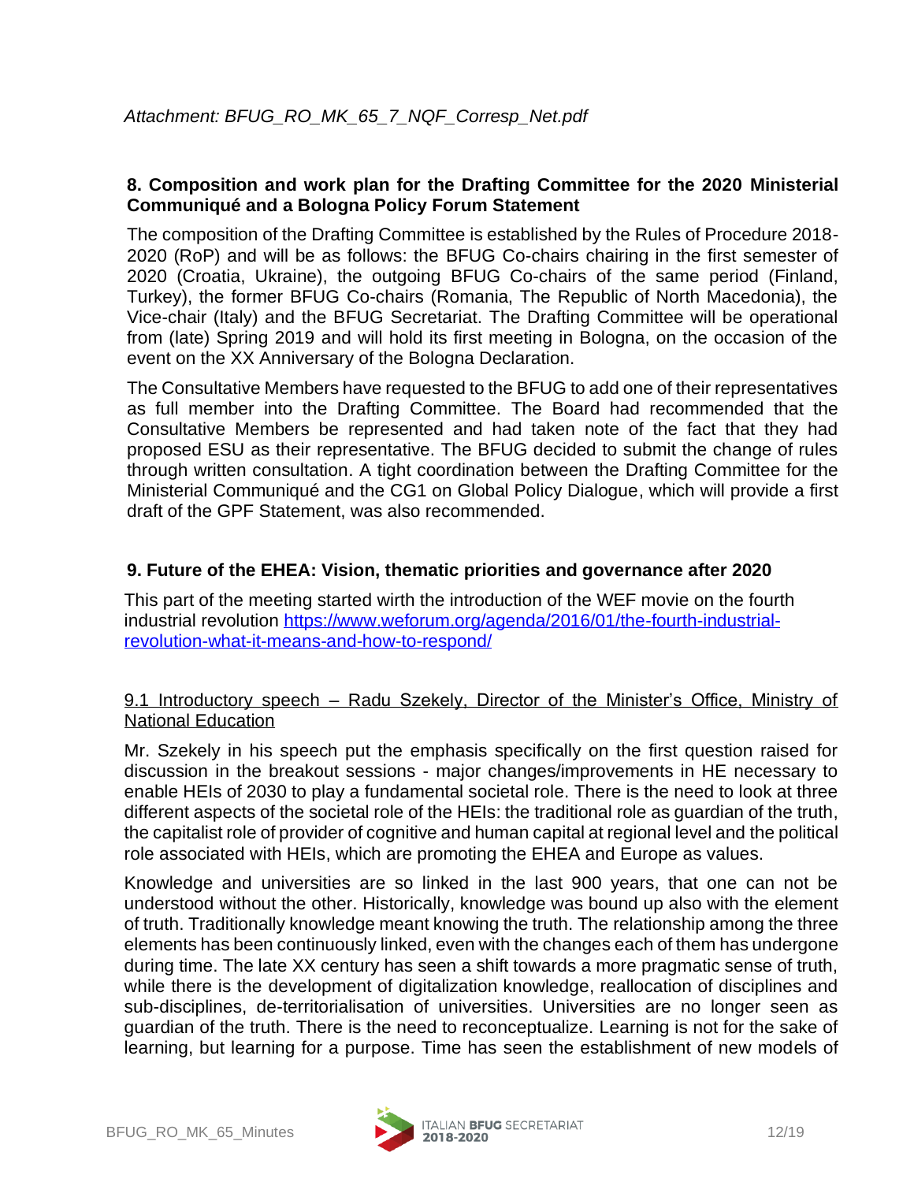*Attachment: BFUG_RO_MK_65_7_NQF_Corresp_Net.pdf*

### 8. Composition and work plan for the Drafting Committee for the 2020 Ministerial Communiqué and a Bologna Policy Forum Statement

The composition of the Drafting Committee is established by the Rules of Procedure 2018-2020 (RoP) and will be as follows: the BFUG Co-chairs chairing in the first semester of 2020 (Croatia, Ukraine), the outgoing BFUG Co-chairs of the same period (Finland, Turkey), the former BFUG Co-chairs (Romania, The Republic of North Macedonia), the Vice-chair (Italy) and the BFUG Secretariat. The Drafting Committee will be operational from (late) Spring 2019 and will hold its first meeting in Bologna, on the occasion of the event on the XX Anniversary of the Bologna Declaration.

The Consultative Members have requested to the BFUG to add one of their representatives as full member into the Drafting Committee. The Board had recommended that the Consultative Members be represented and had taken note of the fact that they had proposed ESU as their representative. The BFUG decided to submit the change of rules through written consultation. A tight coordination between the Drafting Committee for the Ministerial Communiqué and the CG1 on Global Policy Dialogue, which will provide a first draft of the GPF Statement, was also recommended.

### 9. Future of the EHEA: Vision, thematic priorities and governance after 2020

This part of the meeting started wirth the introduction of the WEF movie on the fourth industrial revolution https://www.weforum.org/agenda/2016/01/the-fourth-industrial-revolution-what-it-means-and-how-to-respond/

#### 9.1 Introductory speech – Radu Szekely, Director of the Minister's Office, Ministry of National Education

Mr. Szekely in his speech put the emphasis specifically on the first question raised for discussion in the breakout sessions - major changes/improvements in HE necessary to enable HEIs of 2030 to play a fundamental societal role. There is the need to look at three different aspects of the societal role of the HEIs: the traditional role as guardian of the truth, the capitalist role of provider of cognitive and human capital at regional level and the political role associated with HEIs, which are promoting the EHEA and Europe as values.

Knowledge and universities are so linked in the last 900 years, that one can not be understood without the other. Historically, knowledge was bound up also with the element of truth. Traditionally knowledge meant knowing the truth. The relationship among the three elements has been continuously linked, even with the changes each of them has undergone during time. The late XX century has seen a shift towards a more pragmatic sense of truth, while there is the development of digitalization knowledge, reallocation of disciplines and sub-disciplines, de-territorialisation of universities. Universities are no longer seen as guardian of the truth. There is the need to reconceptualize. Learning is not for the sake of learning, but learning for a purpose. Time has seen the establishment of new models of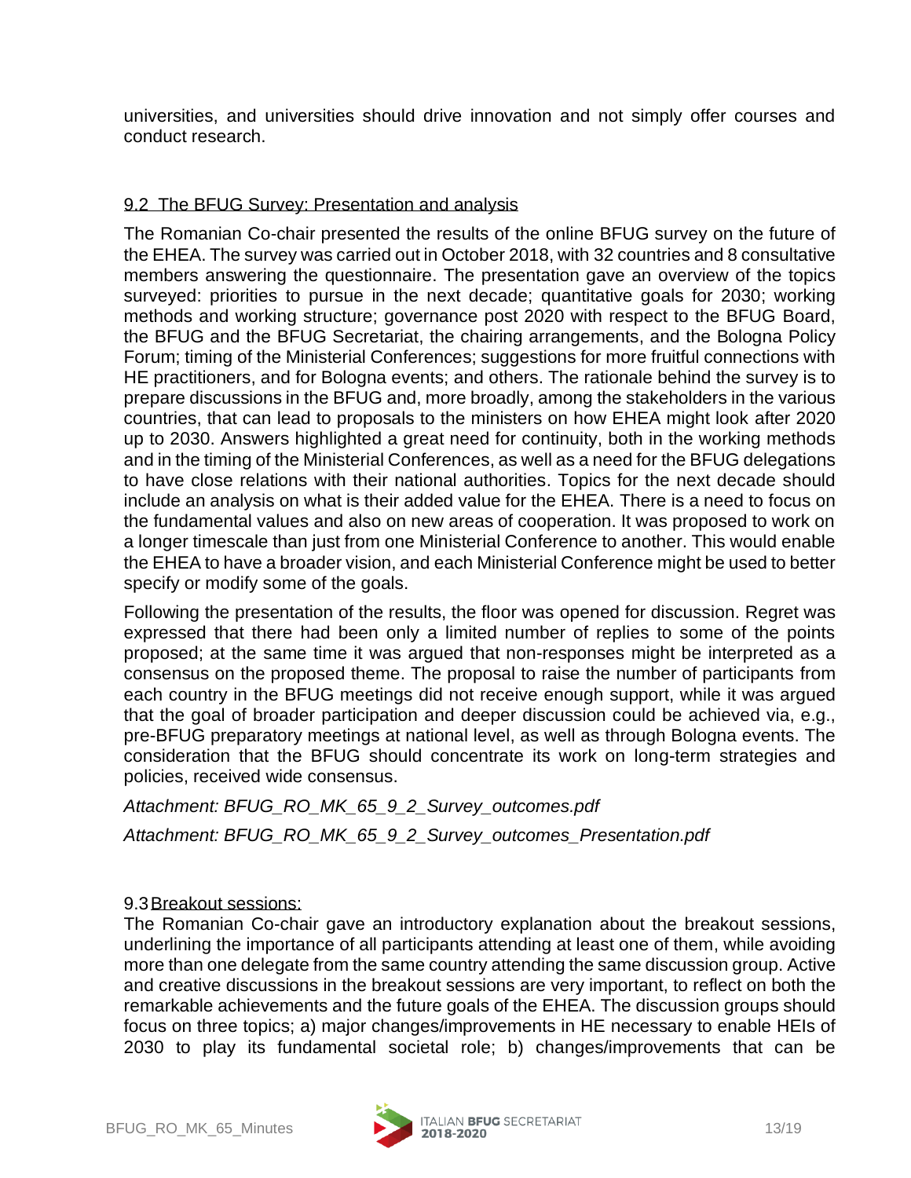universities, and universities should drive innovation and not simply offer courses and conduct research.

### 9.2 The BFUG Survey: Presentation and analysis

The Romanian Co-chair presented the results of the online BFUG survey on the future of the EHEA. The survey was carried out in October 2018, with 32 countries and 8 consultative members answering the questionnaire. The presentation gave an overview of the topics surveyed: priorities to pursue in the next decade; quantitative goals for 2030; working methods and working structure; governance post 2020 with respect to the BFUG Board, the BFUG and the BFUG Secretariat, the chairing arrangements, and the Bologna Policy Forum; timing of the Ministerial Conferences; suggestions for more fruitful connections with HE practitioners, and for Bologna events; and others. The rationale behind the survey is to prepare discussions in the BFUG and, more broadly, among the stakeholders in the various countries, that can lead to proposals to the ministers on how EHEA might look after 2020 up to 2030. Answers highlighted a great need for continuity, both in the working methods and in the timing of the Ministerial Conferences, as well as a need for the BFUG delegations to have close relations with their national authorities. Topics for the next decade should include an analysis on what is their added value for the EHEA. There is a need to focus on the fundamental values and also on new areas of cooperation. It was proposed to work on a longer timescale than just from one Ministerial Conference to another. This would enable the EHEA to have a broader vision, and each Ministerial Conference might be used to better specify or modify some of the goals.

Following the presentation of the results, the floor was opened for discussion. Regret was expressed that there had been only a limited number of replies to some of the points proposed; at the same time it was argued that non-responses might be interpreted as a consensus on the proposed theme. The proposal to raise the number of participants from each country in the BFUG meetings did not receive enough support, while it was argued that the goal of broader participation and deeper discussion could be achieved via, e.g., pre-BFUG preparatory meetings at national level, as well as through Bologna events. The consideration that the BFUG should concentrate its work on long-term strategies and policies, received wide consensus.

*Attachment: BFUG_RO_MK_65_9_2_Survey_outcomes.pdf*

*Attachment: BFUG_RO_MK_65_9_2_Survey_outcomes_Presentation.pdf*

### 9.3 Breakout sessions:

The Romanian Co-chair gave an introductory explanation about the breakout sessions, underlining the importance of all participants attending at least one of them, while avoiding more than one delegate from the same country attending the same discussion group. Active and creative discussions in the breakout sessions are very important, to reflect on both the remarkable achievements and the future goals of the EHEA. The discussion groups should focus on three topics; a) major changes/improvements in HE necessary to enable HEIs of 2030 to play its fundamental societal role; b) changes/improvements that can be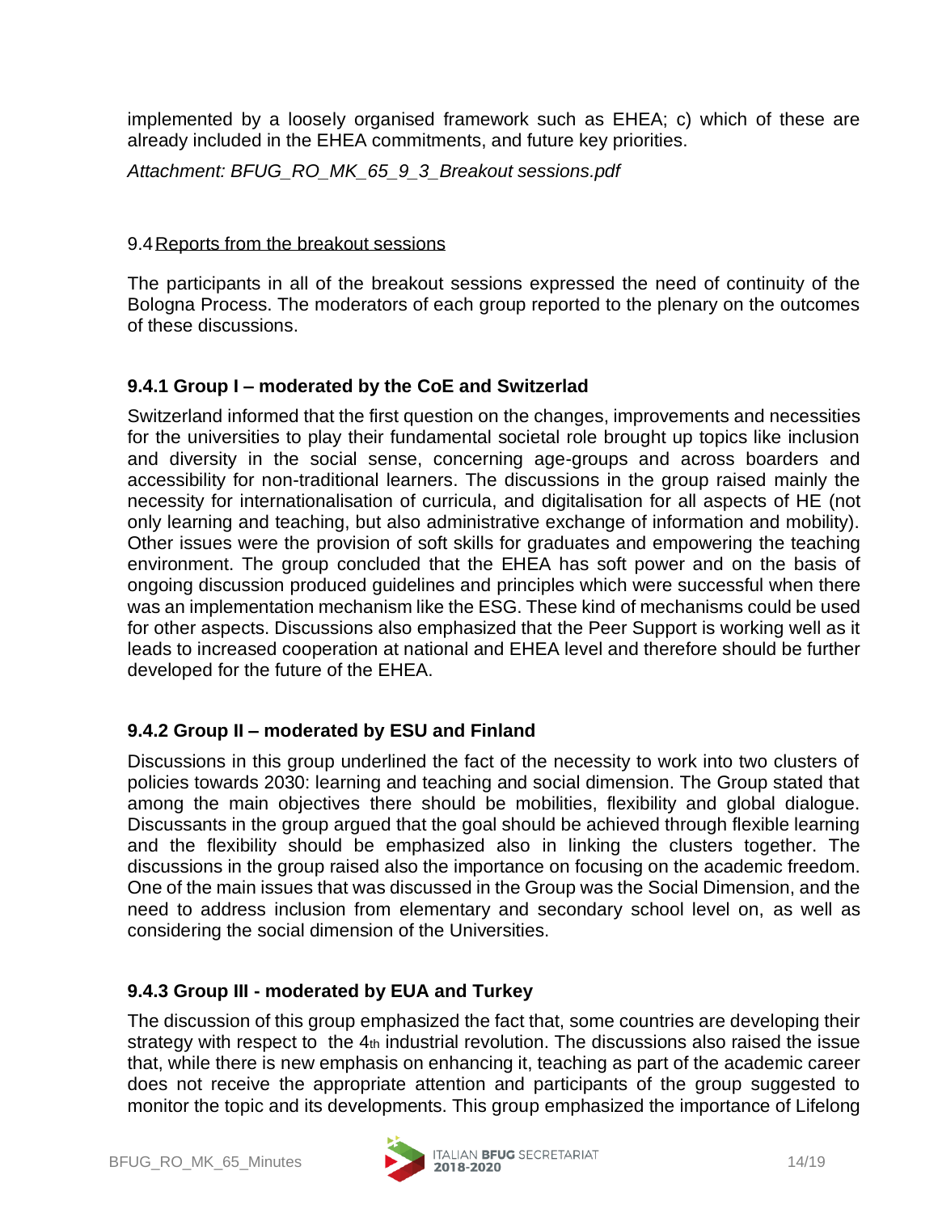implemented by a loosely organised framework such as EHEA; c) which of these are already included in the EHEA commitments, and future key priorities.

*Attachment: BFUG_RO_MK_65_9_3_Breakout sessions.pdf*

9.4 Reports from the breakout sessions

The participants in all of the breakout sessions expressed the need of continuity of the Bologna Process. The moderators of each group reported to the plenary on the outcomes of these discussions.

### 9.4.1 Group I – moderated by the CoE and Switzerlad

Switzerland informed that the first question on the changes, improvements and necessities for the universities to play their fundamental societal role brought up topics like inclusion and diversity in the social sense, concerning age-groups and across boarders and accessibility for non-traditional learners. The discussions in the group raised mainly the necessity for internationalisation of curricula, and digitalisation for all aspects of HE (not only learning and teaching, but also administrative exchange of information and mobility). Other issues were the provision of soft skills for graduates and empowering the teaching environment. The group concluded that the EHEA has soft power and on the basis of ongoing discussion produced guidelines and principles which were successful when there was an implementation mechanism like the ESG. These kind of mechanisms could be used for other aspects. Discussions also emphasized that the Peer Support is working well as it leads to increased cooperation at national and EHEA level and therefore should be further developed for the future of the EHEA.

### 9.4.2 Group II – moderated by ESU and Finland

Discussions in this group underlined the fact of the necessity to work into two clusters of policies towards 2030: learning and teaching and social dimension. The Group stated that among the main objectives there should be mobilities, flexibility and global dialogue. Discussants in the group argued that the goal should be achieved through flexible learning and the flexibility should be emphasized also in linking the clusters together. The discussions in the group raised also the importance on focusing on the academic freedom. One of the main issues that was discussed in the Group was the Social Dimension, and the need to address inclusion from elementary and secondary school level on, as well as considering the social dimension of the Universities.

### 9.4.3 Group III - moderated by EUA and Turkey

The discussion of this group emphasized the fact that, some countries are developing their strategy with respect to the 4th industrial revolution. The discussions also raised the issue that, while there is new emphasis on enhancing it, teaching as part of the academic career does not receive the appropriate attention and participants of the group suggested to monitor the topic and its developments. This group emphasized the importance of Lifelong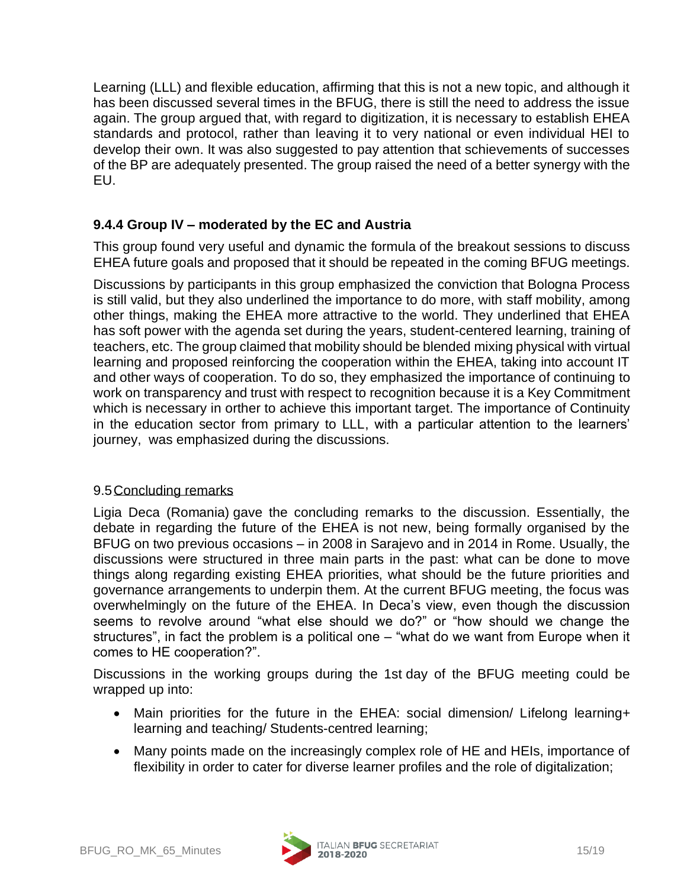Learning (LLL) and flexible education, affirming that this is not a new topic, and although it has been discussed several times in the BFUG, there is still the need to address the issue again. The group argued that, with regard to digitization, it is necessary to establish EHEA standards and protocol, rather than leaving it to very national or even individual HEI to develop their own. It was also suggested to pay attention that schievements of successes of the BP are adequately presented. The group raised the need of a better synergy with the EU.

### 9.4.4 Group IV – moderated by the EC and Austria

This group found very useful and dynamic the formula of the breakout sessions to discuss EHEA future goals and proposed that it should be repeated in the coming BFUG meetings.

Discussions by participants in this group emphasized the conviction that Bologna Process is still valid, but they also underlined the importance to do more, with staff mobility, among other things, making the EHEA more attractive to the world. They underlined that EHEA has soft power with the agenda set during the years, student-centered learning, training of teachers, etc. The group claimed that mobility should be blended mixing physical with virtual learning and proposed reinforcing the cooperation within the EHEA, taking into account IT and other ways of cooperation. To do so, they emphasized the importance of continuing to work on transparency and trust with respect to recognition because it is a Key Commitment which is necessary in orther to achieve this important target. The importance of Continuity in the education sector from primary to LLL, with a particular attention to the learners' journey, was emphasized during the discussions.

### 9.5 Concluding remarks

Ligia Deca (Romania) gave the concluding remarks to the discussion. Essentially, the debate in regarding the future of the EHEA is not new, being formally organised by the BFUG on two previous occasions – in 2008 in Sarajevo and in 2014 in Rome. Usually, the discussions were structured in three main parts in the past: what can be done to move things along regarding existing EHEA priorities, what should be the future priorities and governance arrangements to underpin them. At the current BFUG meeting, the focus was overwhelmingly on the future of the EHEA. In Deca's view, even though the discussion seems to revolve around "what else should we do?" or "how should we change the structures", in fact the problem is a political one – "what do we want from Europe when it comes to HE cooperation?".

Discussions in the working groups during the 1st day of the BFUG meeting could be wrapped up into:

- Main priorities for the future in the EHEA: social dimension/ Lifelong learning+ learning and teaching/ Students-centred learning;
- Many points made on the increasingly complex role of HE and HEIs, importance of flexibility in order to cater for diverse learner profiles and the role of digitalization;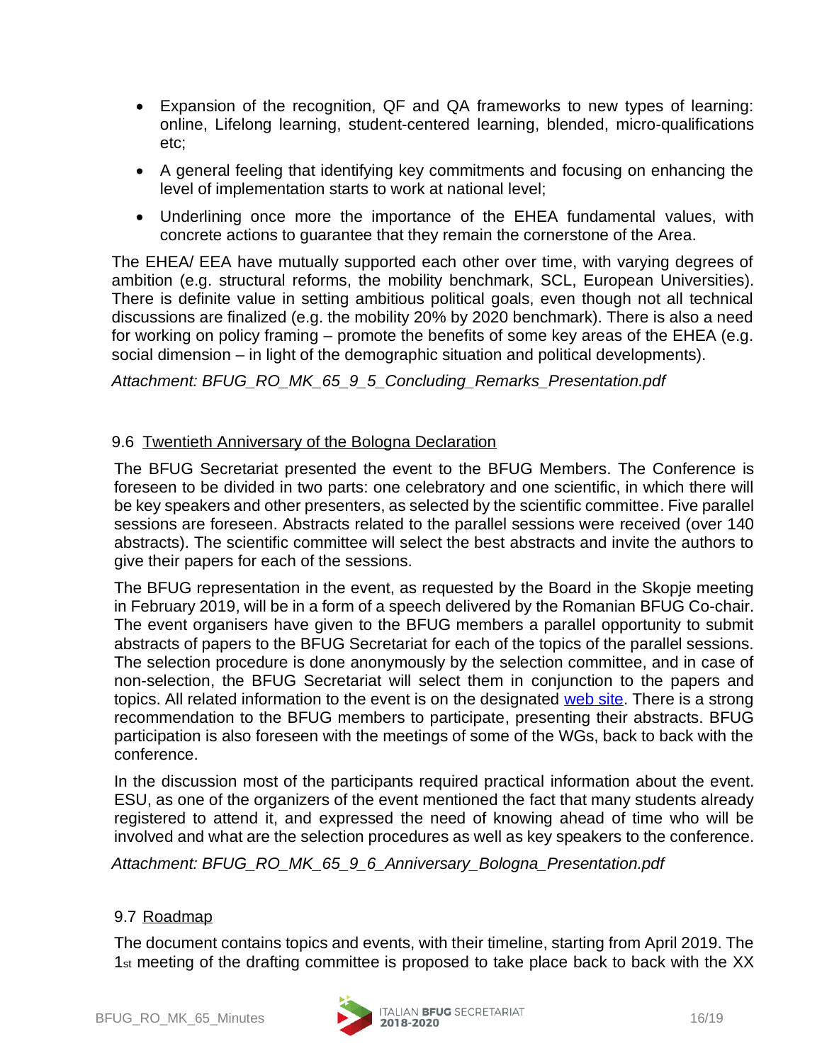- Expansion of the recognition, QF and QA frameworks to new types of learning: online, Lifelong learning, student-centered learning, blended, micro-qualifications etc;
- A general feeling that identifying key commitments and focusing on enhancing the level of implementation starts to work at national level;
- Underlining once more the importance of the EHEA fundamental values, with concrete actions to guarantee that they remain the cornerstone of the Area.

The EHEA/ EEA have mutually supported each other over time, with varying degrees of ambition (e.g. structural reforms, the mobility benchmark, SCL, European Universities). There is definite value in setting ambitious political goals, even though not all technical discussions are finalized (e.g. the mobility 20% by 2020 benchmark). There is also a need for working on policy framing – promote the benefits of some key areas of the EHEA (e.g. social dimension – in light of the demographic situation and political developments).

*Attachment: BFUG_RO_MK_65_9_5_Concluding_Remarks_Presentation.pdf*

### 9.6 Twentieth Anniversary of the Bologna Declaration

The BFUG Secretariat presented the event to the BFUG Members. The Conference is foreseen to be divided in two parts: one celebratory and one scientific, in which there will be key speakers and other presenters, as selected by the scientific committee. Five parallel sessions are foreseen. Abstracts related to the parallel sessions were received (over 140 abstracts). The scientific committee will select the best abstracts and invite the authors to give their papers for each of the sessions.

The BFUG representation in the event, as requested by the Board in the Skopje meeting in February 2019, will be in a form of a speech delivered by the Romanian BFUG Co-chair. The event organisers have given to the BFUG members a parallel opportunity to submit abstracts of papers to the BFUG Secretariat for each of the topics of the parallel sessions. The selection procedure is done anonymously by the selection committee, and in case of non-selection, the BFUG Secretariat will select them in conjunction to the papers and topics. All related information to the event is on the designated web site. There is a strong recommendation to the BFUG members to participate, presenting their abstracts. BFUG participation is also foreseen with the meetings of some of the WGs, back to back with the conference.

In the discussion most of the participants required practical information about the event. ESU, as one of the organizers of the event mentioned the fact that many students already registered to attend it, and expressed the need of knowing ahead of time who will be involved and what are the selection procedures as well as key speakers to the conference.

*Attachment: BFUG_RO_MK_65_9_6_Anniversary_Bologna_Presentation.pdf*

### 9.7 Roadmap

The document contains topics and events, with their timeline, starting from April 2019. The 1st meeting of the drafting committee is proposed to take place back to back with the XX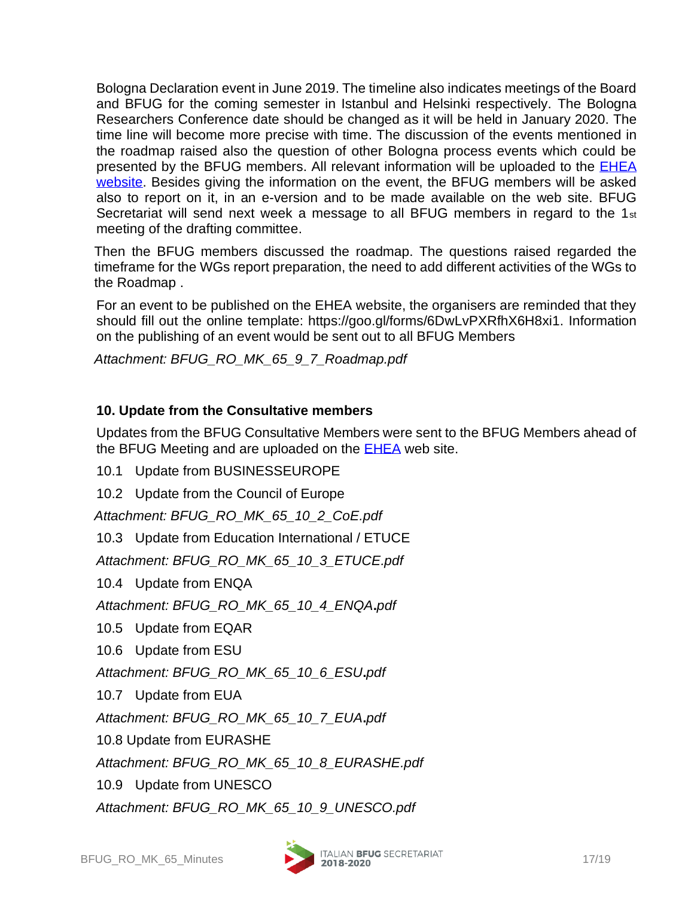Bologna Declaration event in June 2019. The timeline also indicates meetings of the Board and BFUG for the coming semester in Istanbul and Helsinki respectively. The Bologna Researchers Conference date should be changed as it will be held in January 2020. The time line will become more precise with time. The discussion of the events mentioned in the roadmap raised also the question of other Bologna process events which could be presented by the BFUG members. All relevant information will be uploaded to the [EHEA website](). Besides giving the information on the event, the BFUG members will be asked also to report on it, in an e-version and to be made available on the web site. BFUG Secretariat will send next week a message to all BFUG members in regard to the 1st meeting of the drafting committee.

Then the BFUG members discussed the roadmap. The questions raised regarded the timeframe for the WGs report preparation, the need to add different activities of the WGs to the Roadmap .

For an event to be published on the EHEA website, the organisers are reminded that they should fill out the online template: https://goo.gl/forms/6DwLvPXRfhX6H8xi1. Information on the publishing of an event would be sent out to all BFUG Members

*Attachment: BFUG_RO_MK_65_9_7_Roadmap.pdf*

### 10. Update from the Consultative members

Updates from the BFUG Consultative Members were sent to the BFUG Members ahead of the BFUG Meeting and are uploaded on the [EHEA]() web site.

10.1 Update from BUSINESSEUROPE

10.2 Update from the Council of Europe

*Attachment: BFUG_RO_MK_65_10_2_CoE.pdf*

10.3 Update from Education International / ETUCE

*Attachment: BFUG_RO_MK_65_10_3_ETUCE.pdf*

10.4 Update from ENQA

*Attachment: BFUG_RO_MK_65_10_4_ENQA.pdf*

10.5 Update from EQAR

10.6 Update from ESU

*Attachment: BFUG_RO_MK_65_10_6_ESU.pdf*

10.7 Update from EUA

*Attachment: BFUG_RO_MK_65_10_7_EUA.pdf*

10.8 Update from EURASHE

*Attachment: BFUG_RO_MK_65_10_8_EURASHE.pdf*

10.9 Update from UNESCO

*Attachment: BFUG_RO_MK_65_10_9_UNESCO.pdf*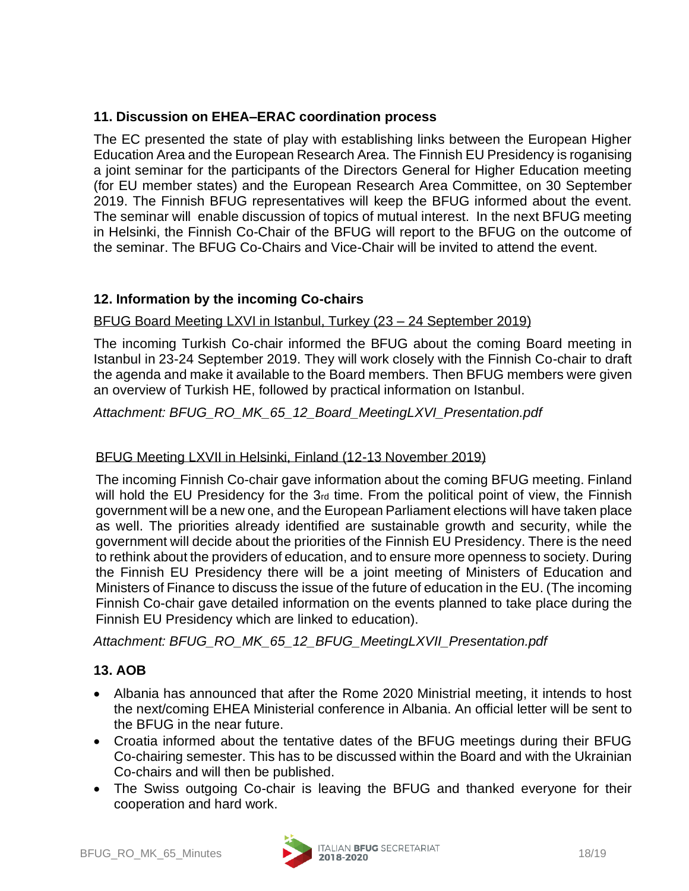## 11. Discussion on EHEA–ERAC coordination process

The EC presented the state of play with establishing links between the European Higher Education Area and the European Research Area. The Finnish EU Presidency is roganising a joint seminar for the participants of the Directors General for Higher Education meeting (for EU member states) and the European Research Area Committee, on 30 September 2019. The Finnish BFUG representatives will keep the BFUG informed about the event. The seminar will enable discussion of topics of mutual interest. In the next BFUG meeting in Helsinki, the Finnish Co-Chair of the BFUG will report to the BFUG on the outcome of the seminar. The BFUG Co-Chairs and Vice-Chair will be invited to attend the event.

## 12. Information by the incoming Co-chairs

BFUG Board Meeting LXVI in Istanbul, Turkey (23 – 24 September 2019)

The incoming Turkish Co-chair informed the BFUG about the coming Board meeting in Istanbul in 23-24 September 2019. They will work closely with the Finnish Co-chair to draft the agenda and make it available to the Board members. Then BFUG members were given an overview of Turkish HE, followed by practical information on Istanbul.

*Attachment: BFUG_RO_MK_65_12_Board_MeetingLXVI_Presentation.pdf*

BFUG Meeting LXVII in Helsinki, Finland (12-13 November 2019)

The incoming Finnish Co-chair gave information about the coming BFUG meeting. Finland will hold the EU Presidency for the 3rd time. From the political point of view, the Finnish government will be a new one, and the European Parliament elections will have taken place as well. The priorities already identified are sustainable growth and security, while the government will decide about the priorities of the Finnish EU Presidency. There is the need to rethink about the providers of education, and to ensure more openness to society. During the Finnish EU Presidency there will be a joint meeting of Ministers of Education and Ministers of Finance to discuss the issue of the future of education in the EU. (The incoming Finnish Co-chair gave detailed information on the events planned to take place during the Finnish EU Presidency which are linked to education).

*Attachment: BFUG_RO_MK_65_12_BFUG_MeetingLXVII_Presentation.pdf*

## 13. AOB

- Albania has announced that after the Rome 2020 Ministrial meeting, it intends to host the next/coming EHEA Ministerial conference in Albania. An official letter will be sent to the BFUG in the near future.
- Croatia informed about the tentative dates of the BFUG meetings during their BFUG Co-chairing semester. This has to be discussed within the Board and with the Ukrainian Co-chairs and will then be published.
- The Swiss outgoing Co-chair is leaving the BFUG and thanked everyone for their cooperation and hard work.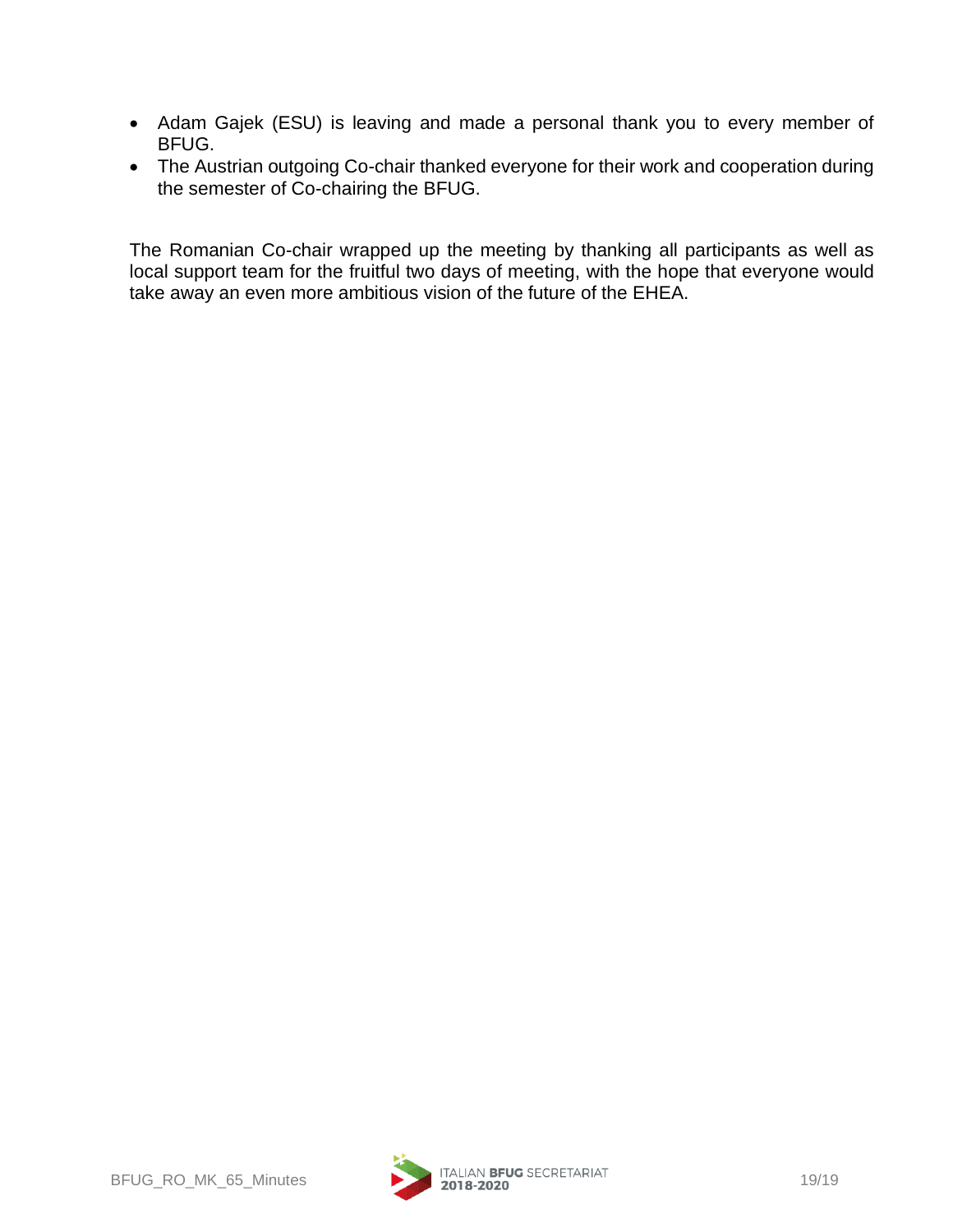- Adam Gajek (ESU) is leaving and made a personal thank you to every member of BFUG.
- The Austrian outgoing Co-chair thanked everyone for their work and cooperation during the semester of Co-chairing the BFUG.

The Romanian Co-chair wrapped up the meeting by thanking all participants as well as local support team for the fruitful two days of meeting, with the hope that everyone would take away an even more ambitious vision of the future of the EHEA.